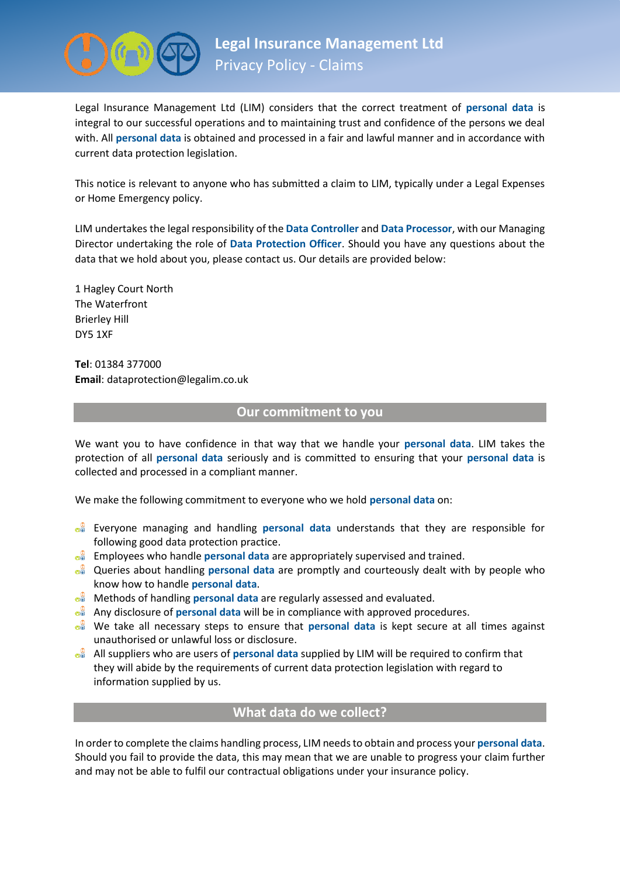# Legal Insurance Management Ltd

## Privacy Policy - Claims

Legal Insurance Management Ltd (LIM) considers that the correct treatment of **personal data** is integral to our successful operations and to maintaining trust and confidence of the persons we deal with. All **personal data** is obtained and processed in a fair and lawful manner and in accordance with current data protection legislation.

This notice is relevant to anyone who has submitted a claim to LIM, typically under a Legal Expenses or Home Emergency policy.

LIM undertakes the legal responsibility of the **Data Controller** and **Data Processor**, with our Managing Director undertaking the role of **Data Protection Officer**. Should you have any questions about the data that we hold about you, please contact us. Our details are provided below:

1 Hagley Court North
The Waterfront
Brierley Hill
DY5 1XF

**Tel**: 01384 377000
**Email**: dataprotection@legalim.co.uk

## Our commitment to you

We want you to have confidence in that way that we handle your **personal data**. LIM takes the protection of all **personal data** seriously and is committed to ensuring that your **personal data** is collected and processed in a compliant manner.

We make the following commitment to everyone who we hold **personal data** on:

- Everyone managing and handling **personal data** understands that they are responsible for following good data protection practice.
- Employees who handle **personal data** are appropriately supervised and trained.
- Queries about handling **personal data** are promptly and courteously dealt with by people who know how to handle **personal data**.
- Methods of handling **personal data** are regularly assessed and evaluated.
- Any disclosure of **personal data** will be in compliance with approved procedures.
- We take all necessary steps to ensure that **personal data** is kept secure at all times against unauthorised or unlawful loss or disclosure.
- All suppliers who are users of **personal data** supplied by LIM will be required to confirm that they will abide by the requirements of current data protection legislation with regard to information supplied by us.

## What data do we collect?

In order to complete the claims handling process, LIM needs to obtain and process your **personal data**. Should you fail to provide the data, this may mean that we are unable to progress your claim further and may not be able to fulfil our contractual obligations under your insurance policy.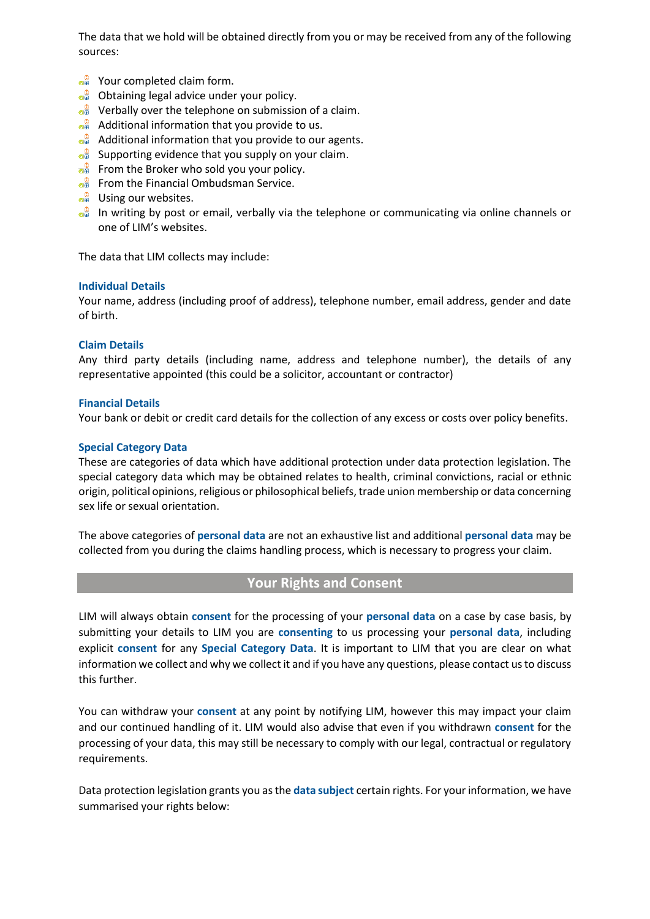The data that we hold will be obtained directly from you or may be received from any of the following sources:

- Your completed claim form.
- Obtaining legal advice under your policy.
- Verbally over the telephone on submission of a claim.
- Additional information that you provide to us.
- Additional information that you provide to our agents.
- Supporting evidence that you supply on your claim.
- From the Broker who sold you your policy.
- From the Financial Ombudsman Service.
- Using our websites.
- In writing by post or email, verbally via the telephone or communicating via online channels or one of LIM's websites.

The data that LIM collects may include:

**Individual Details**
Your name, address (including proof of address), telephone number, email address, gender and date of birth.

**Claim Details**
Any third party details (including name, address and telephone number), the details of any representative appointed (this could be a solicitor, accountant or contractor)

**Financial Details**
Your bank or debit or credit card details for the collection of any excess or costs over policy benefits.

**Special Category Data**
These are categories of data which have additional protection under data protection legislation. The special category data which may be obtained relates to health, criminal convictions, racial or ethnic origin, political opinions, religious or philosophical beliefs, trade union membership or data concerning sex life or sexual orientation.

The above categories of **personal data** are not an exhaustive list and additional **personal data** may be collected from you during the claims handling process, which is necessary to progress your claim.

## Your Rights and Consent

LIM will always obtain **consent** for the processing of your **personal data** on a case by case basis, by submitting your details to LIM you are **consenting** to us processing your **personal data**, including explicit **consent** for any **Special Category Data**. It is important to LIM that you are clear on what information we collect and why we collect it and if you have any questions, please contact us to discuss this further.

You can withdraw your **consent** at any point by notifying LIM, however this may impact your claim and our continued handling of it. LIM would also advise that even if you withdrawn **consent** for the processing of your data, this may still be necessary to comply with our legal, contractual or regulatory requirements.

Data protection legislation grants you as the **data subject** certain rights. For your information, we have summarised your rights below: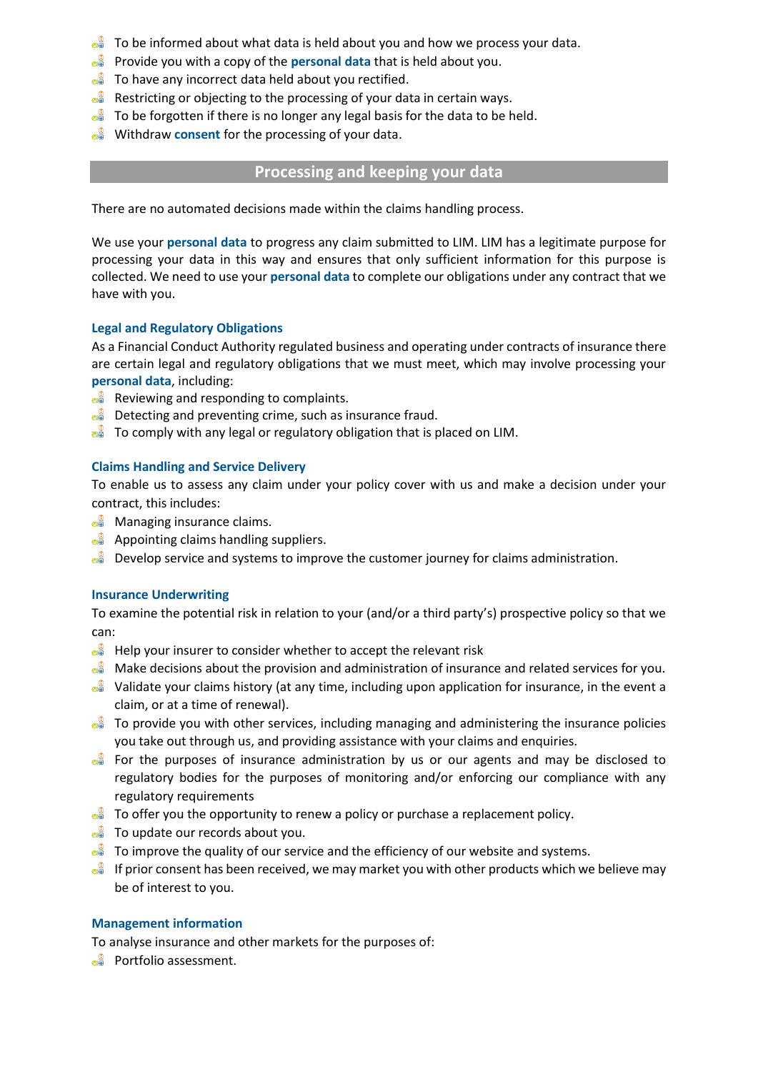- To be informed about what data is held about you and how we process your data.
- Provide you with a copy of the **personal data** that is held about you.
- To have any incorrect data held about you rectified.
- Restricting or objecting to the processing of your data in certain ways.
- To be forgotten if there is no longer any legal basis for the data to be held.
- Withdraw **consent** for the processing of your data.

## Processing and keeping your data

There are no automated decisions made within the claims handling process.

We use your **personal data** to progress any claim submitted to LIM. LIM has a legitimate purpose for processing your data in this way and ensures that only sufficient information for this purpose is collected. We need to use your **personal data** to complete our obligations under any contract that we have with you.

### Legal and Regulatory Obligations

As a Financial Conduct Authority regulated business and operating under contracts of insurance there are certain legal and regulatory obligations that we must meet, which may involve processing your **personal data**, including:

- Reviewing and responding to complaints.
- Detecting and preventing crime, such as insurance fraud.
- To comply with any legal or regulatory obligation that is placed on LIM.

### Claims Handling and Service Delivery

To enable us to assess any claim under your policy cover with us and make a decision under your contract, this includes:

- Managing insurance claims.
- Appointing claims handling suppliers.
- Develop service and systems to improve the customer journey for claims administration.

### Insurance Underwriting

To examine the potential risk in relation to your (and/or a third party's) prospective policy so that we can:

- Help your insurer to consider whether to accept the relevant risk
- Make decisions about the provision and administration of insurance and related services for you.
- Validate your claims history (at any time, including upon application for insurance, in the event a claim, or at a time of renewal).
- To provide you with other services, including managing and administering the insurance policies you take out through us, and providing assistance with your claims and enquiries.
- For the purposes of insurance administration by us or our agents and may be disclosed to regulatory bodies for the purposes of monitoring and/or enforcing our compliance with any regulatory requirements
- To offer you the opportunity to renew a policy or purchase a replacement policy.
- To update our records about you.
- To improve the quality of our service and the efficiency of our website and systems.
- If prior consent has been received, we may market you with other products which we believe may be of interest to you.

### Management information

To analyse insurance and other markets for the purposes of:

- Portfolio assessment.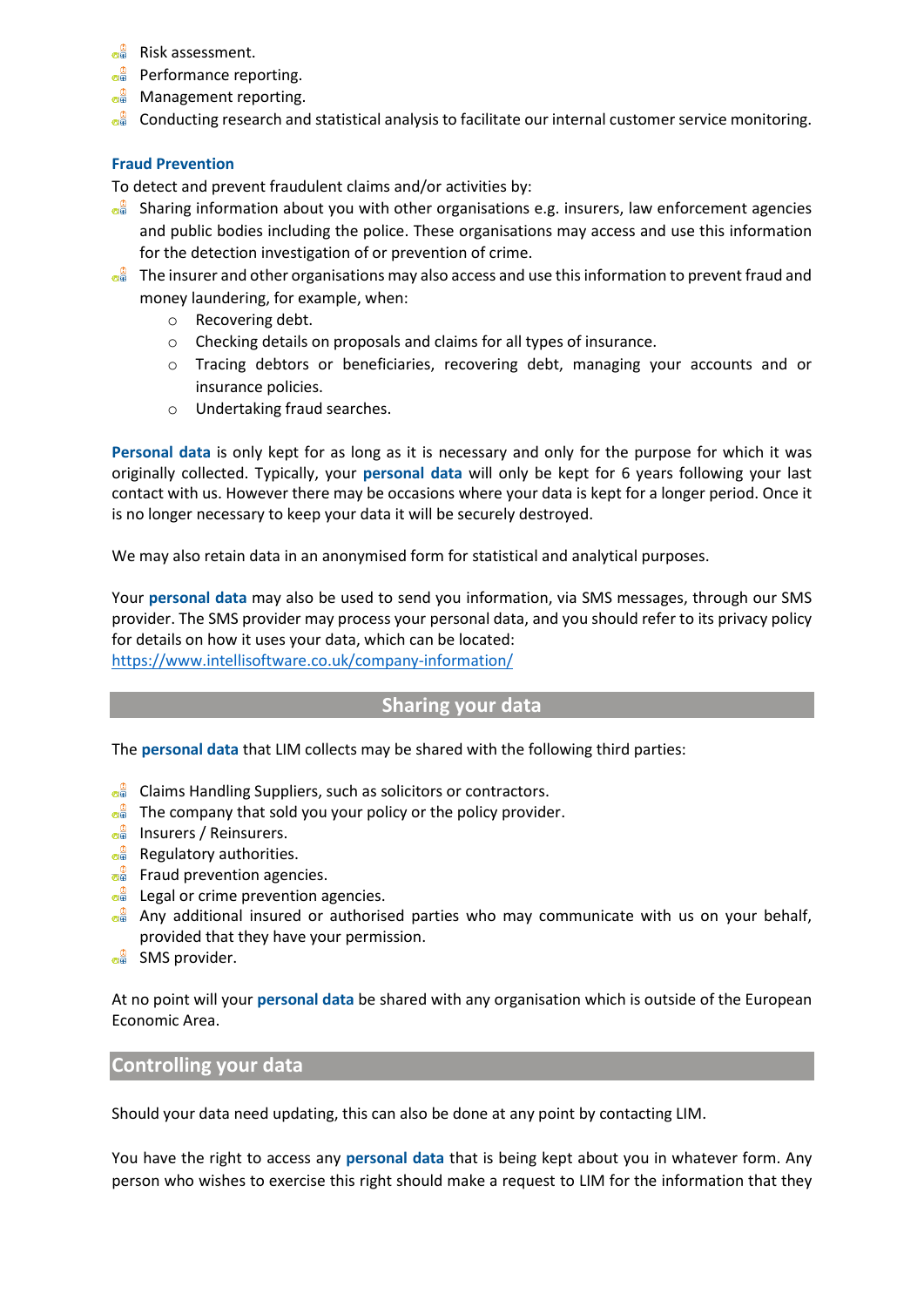- Risk assessment.
- Performance reporting.
- Management reporting.
- Conducting research and statistical analysis to facilitate our internal customer service monitoring.

### Fraud Prevention

To detect and prevent fraudulent claims and/or activities by:

- Sharing information about you with other organisations e.g. insurers, law enforcement agencies and public bodies including the police. These organisations may access and use this information for the detection investigation of or prevention of crime.
- The insurer and other organisations may also access and use this information to prevent fraud and money laundering, for example, when:
  - Recovering debt.
  - Checking details on proposals and claims for all types of insurance.
  - Tracing debtors or beneficiaries, recovering debt, managing your accounts and or insurance policies.
  - Undertaking fraud searches.

**Personal data** is only kept for as long as it is necessary and only for the purpose for which it was originally collected. Typically, your **personal data** will only be kept for 6 years following your last contact with us. However there may be occasions where your data is kept for a longer period. Once it is no longer necessary to keep your data it will be securely destroyed.

We may also retain data in an anonymised form for statistical and analytical purposes.

Your **personal data** may also be used to send you information, via SMS messages, through our SMS provider. The SMS provider may process your personal data, and you should refer to its privacy policy for details on how it uses your data, which can be located:
https://www.intellisoftware.co.uk/company-information/

## Sharing your data

The **personal data** that LIM collects may be shared with the following third parties:

- Claims Handling Suppliers, such as solicitors or contractors.
- The company that sold you your policy or the policy provider.
- Insurers / Reinsurers.
- Regulatory authorities.
- Fraud prevention agencies.
- Legal or crime prevention agencies.
- Any additional insured or authorised parties who may communicate with us on your behalf, provided that they have your permission.
- SMS provider.

At no point will your **personal data** be shared with any organisation which is outside of the European Economic Area.

## Controlling your data

Should your data need updating, this can also be done at any point by contacting LIM.

You have the right to access any **personal data** that is being kept about you in whatever form. Any person who wishes to exercise this right should make a request to LIM for the information that they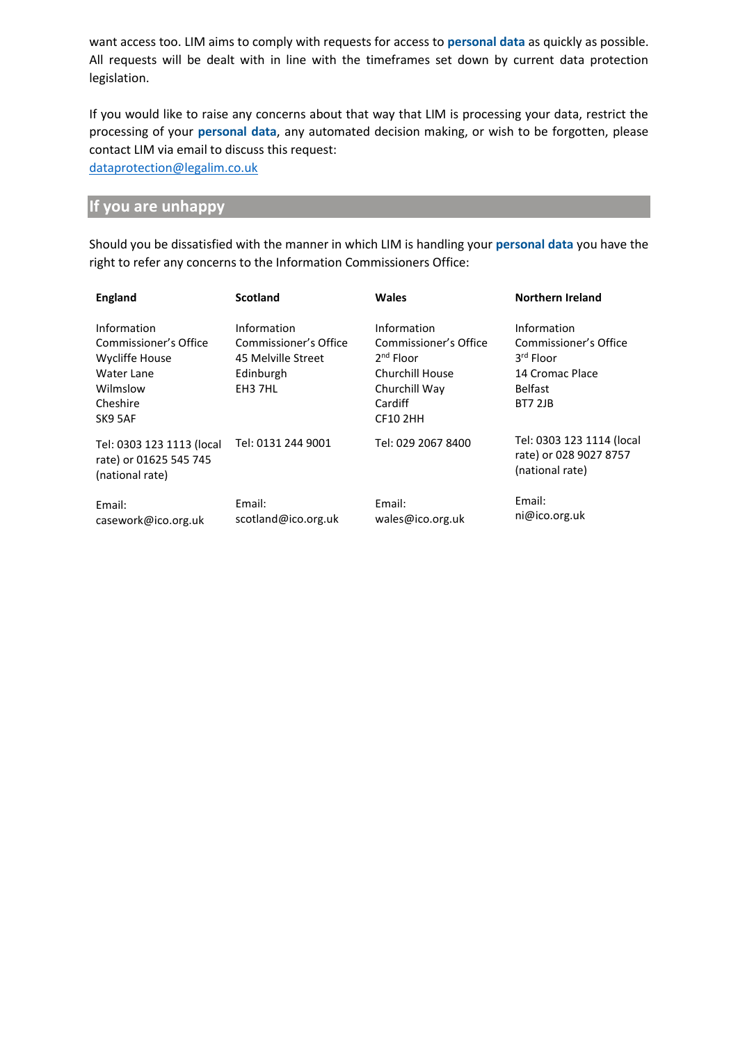want access too. LIM aims to comply with requests for access to **personal data** as quickly as possible. All requests will be dealt with in line with the timeframes set down by current data protection legislation.

If you would like to raise any concerns about that way that LIM is processing your data, restrict the processing of your **personal data**, any automated decision making, or wish to be forgotten, please contact LIM via email to discuss this request:
dataprotection@legalim.co.uk

## If you are unhappy

Should you be dissatisfied with the manner in which LIM is handling your **personal data** you have the right to refer any concerns to the Information Commissioners Office:

| **England** | **Scotland** | **Wales** | **Northern Ireland** |
|---|---|---|---|
| Information Commissioner's Office<br>Wycliffe House<br>Water Lane<br>Wilmslow<br>Cheshire<br>SK9 5AF | Information Commissioner's Office<br>45 Melville Street<br>Edinburgh<br>EH3 7HL | Information Commissioner's Office<br>2nd Floor<br>Churchill House<br>Churchill Way<br>Cardiff<br>CF10 2HH | Information Commissioner's Office<br>3rd Floor<br>14 Cromac Place<br>Belfast<br>BT7 2JB |
| Tel: 0303 123 1113 (local rate) or 01625 545 745 (national rate) | Tel: 0131 244 9001 | Tel: 029 2067 8400 | Tel: 0303 123 1114 (local rate) or 028 9027 8757 (national rate) |
| Email:<br>casework@ico.org.uk | Email:<br>scotland@ico.org.uk | Email:<br>wales@ico.org.uk | Email:<br>ni@ico.org.uk |